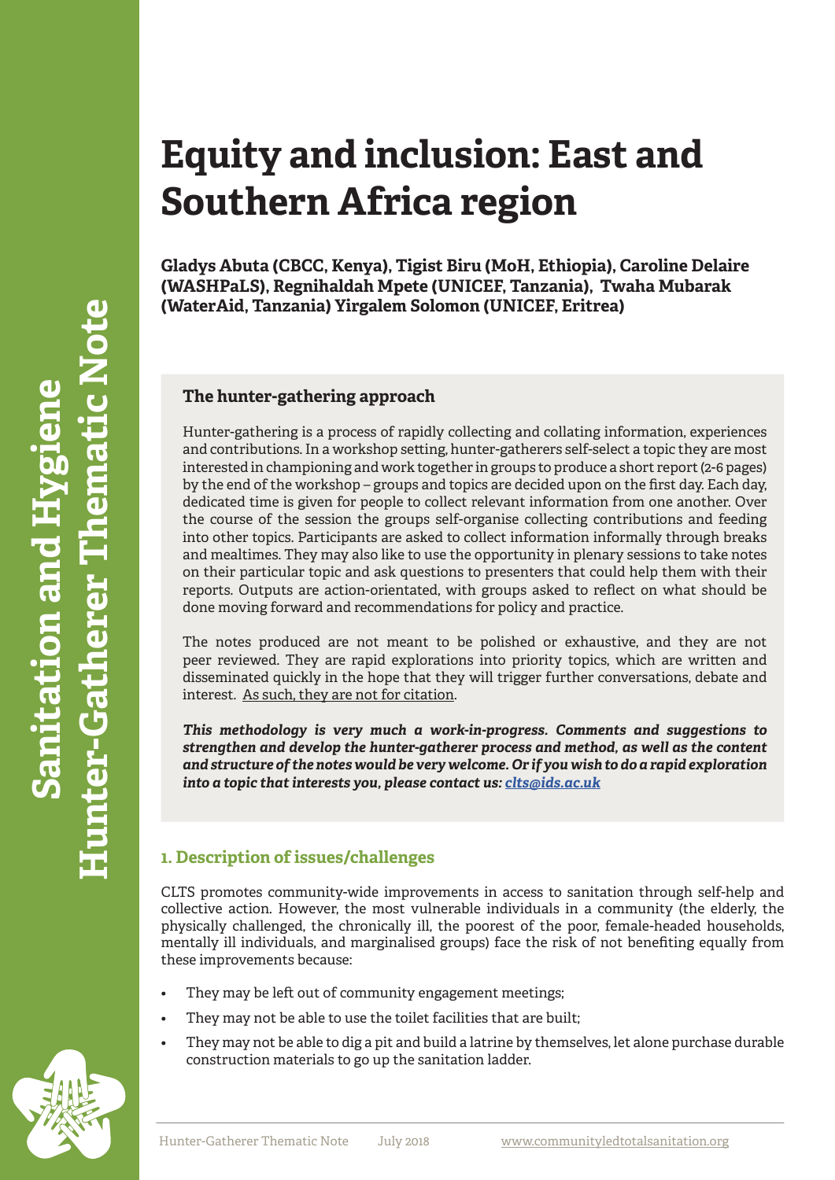# Equity and inclusion: East and Southern Africa region

**Gladys Abuta (CBCC, Kenya), Tigist Biru (MoH, Ethiopia), Caroline Delaire (WASHPaLS), Regnihaldah Mpete (UNICEF, Tanzania), Twaha Mubarak (WaterAid, Tanzania) Yirgalem Solomon (UNICEF, Eritrea)**

### The hunter-gathering approach

Hunter-gathering is a process of rapidly collecting and collating information, experiences and contributions. In a workshop setting, hunter-gatherers self-select a topic they are most interested in championing and work together in groups to produce a short report (2-6 pages) by the end of the workshop – groups and topics are decided upon on the first day. Each day, dedicated time is given for people to collect relevant information from one another. Over the course of the session the groups self-organise collecting contributions and feeding into other topics. Participants are asked to collect information informally through breaks and mealtimes. They may also like to use the opportunity in plenary sessions to take notes on their particular topic and ask questions to presenters that could help them with their reports. Outputs are action-orientated, with groups asked to reflect on what should be done moving forward and recommendations for policy and practice.

The notes produced are not meant to be polished or exhaustive, and they are not peer reviewed. They are rapid explorations into priority topics, which are written and disseminated quickly in the hope that they will trigger further conversations, debate and interest. As such, they are not for citation.

***This methodology is very much a work-in-progress. Comments and suggestions to strengthen and develop the hunter-gatherer process and method, as well as the content and structure of the notes would be very welcome. Or if you wish to do a rapid exploration into a topic that interests you, please contact us: clts@ids.ac.uk***

## 1. Description of issues/challenges

CLTS promotes community-wide improvements in access to sanitation through self-help and collective action. However, the most vulnerable individuals in a community (the elderly, the physically challenged, the chronically ill, the poorest of the poor, female-headed households, mentally ill individuals, and marginalised groups) face the risk of not benefiting equally from these improvements because:

- They may be left out of community engagement meetings;
- They may not be able to use the toilet facilities that are built;
- They may not be able to dig a pit and build a latrine by themselves, let alone purchase durable construction materials to go up the sanitation ladder.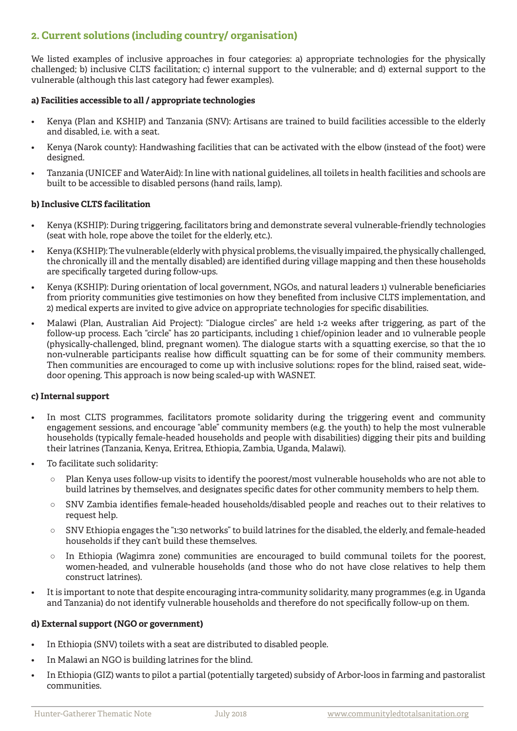## 2. Current solutions (including country/ organisation)

We listed examples of inclusive approaches in four categories: a) appropriate technologies for the physically challenged; b) inclusive CLTS facilitation; c) internal support to the vulnerable; and d) external support to the vulnerable (although this last category had fewer examples).

**a) Facilities accessible to all / appropriate technologies**

- Kenya (Plan and KSHIP) and Tanzania (SNV): Artisans are trained to build facilities accessible to the elderly and disabled, i.e. with a seat.
- Kenya (Narok county): Handwashing facilities that can be activated with the elbow (instead of the foot) were designed.
- Tanzania (UNICEF and WaterAid): In line with national guidelines, all toilets in health facilities and schools are built to be accessible to disabled persons (hand rails, lamp).

**b) Inclusive CLTS facilitation**

- Kenya (KSHIP): During triggering, facilitators bring and demonstrate several vulnerable-friendly technologies (seat with hole, rope above the toilet for the elderly, etc.).
- Kenya (KSHIP): The vulnerable (elderly with physical problems, the visually impaired, the physically challenged, the chronically ill and the mentally disabled) are identified during village mapping and then these households are specifically targeted during follow-ups.
- Kenya (KSHIP): During orientation of local government, NGOs, and natural leaders 1) vulnerable beneficiaries from priority communities give testimonies on how they benefited from inclusive CLTS implementation, and 2) medical experts are invited to give advice on appropriate technologies for specific disabilities.
- Malawi (Plan, Australian Aid Project): "Dialogue circles" are held 1-2 weeks after triggering, as part of the follow-up process. Each "circle" has 20 participants, including 1 chief/opinion leader and 10 vulnerable people (physically-challenged, blind, pregnant women). The dialogue starts with a squatting exercise, so that the 10 non-vulnerable participants realise how difficult squatting can be for some of their community members. Then communities are encouraged to come up with inclusive solutions: ropes for the blind, raised seat, wide-door opening. This approach is now being scaled-up with WASNET.

**c) Internal support**

- In most CLTS programmes, facilitators promote solidarity during the triggering event and community engagement sessions, and encourage "able" community members (e.g. the youth) to help the most vulnerable households (typically female-headed households and people with disabilities) digging their pits and building their latrines (Tanzania, Kenya, Eritrea, Ethiopia, Zambia, Uganda, Malawi).
- To facilitate such solidarity:
  - Plan Kenya uses follow-up visits to identify the poorest/most vulnerable households who are not able to build latrines by themselves, and designates specific dates for other community members to help them.
  - SNV Zambia identifies female-headed households/disabled people and reaches out to their relatives to request help.
  - SNV Ethiopia engages the "1:30 networks" to build latrines for the disabled, the elderly, and female-headed households if they can't build these themselves.
  - In Ethiopia (Wagimra zone) communities are encouraged to build communal toilets for the poorest, women-headed, and vulnerable households (and those who do not have close relatives to help them construct latrines).
- It is important to note that despite encouraging intra-community solidarity, many programmes (e.g. in Uganda and Tanzania) do not identify vulnerable households and therefore do not specifically follow-up on them.

**d) External support (NGO or government)**

- In Ethiopia (SNV) toilets with a seat are distributed to disabled people.
- In Malawi an NGO is building latrines for the blind.
- In Ethiopia (GIZ) wants to pilot a partial (potentially targeted) subsidy of Arbor-loos in farming and pastoralist communities.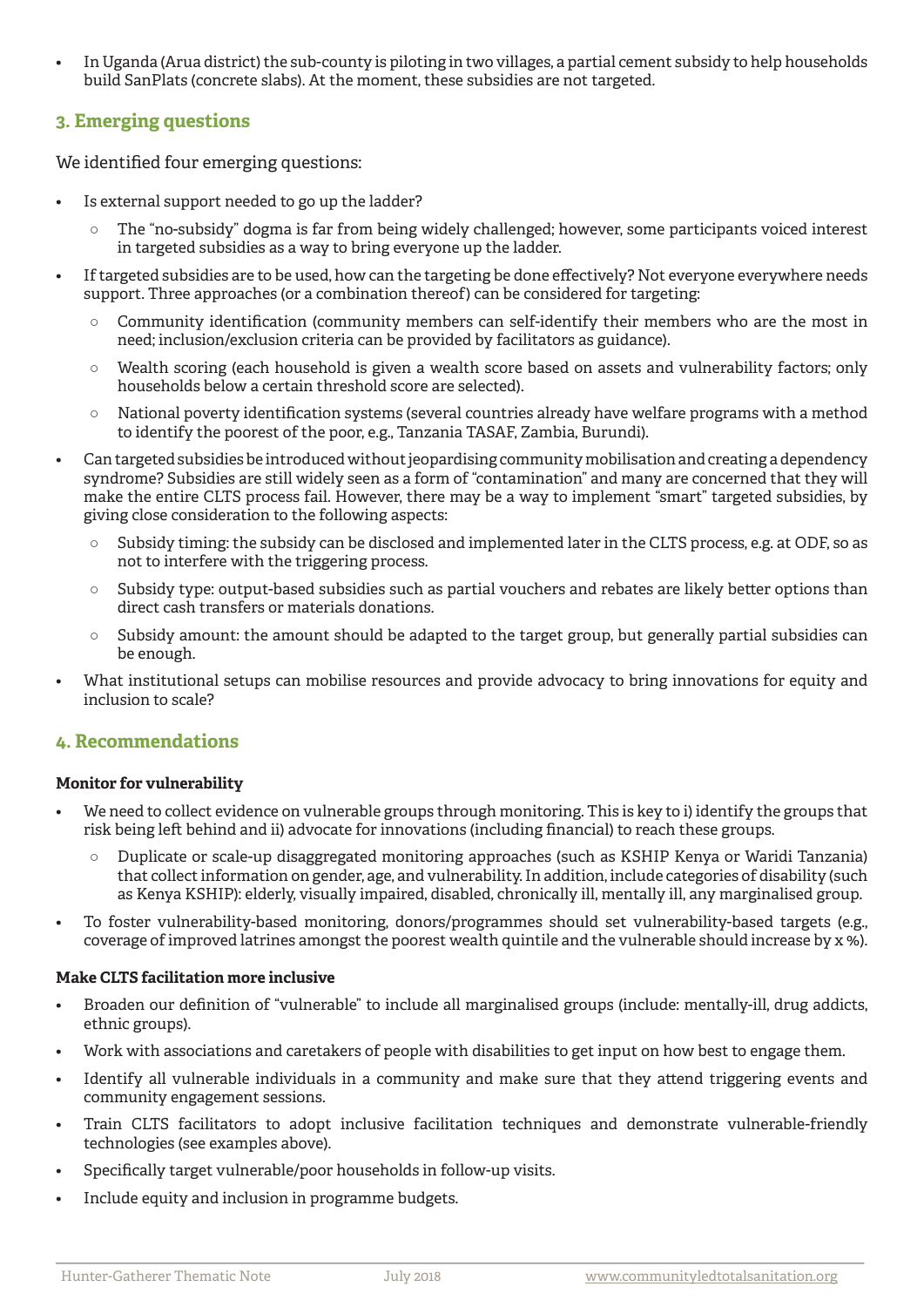- In Uganda (Arua district) the sub-county is piloting in two villages, a partial cement subsidy to help households build SanPlats (concrete slabs). At the moment, these subsidies are not targeted.

## 3. Emerging questions

We identified four emerging questions:

- Is external support needed to go up the ladder?
  - The "no-subsidy" dogma is far from being widely challenged; however, some participants voiced interest in targeted subsidies as a way to bring everyone up the ladder.
- If targeted subsidies are to be used, how can the targeting be done effectively? Not everyone everywhere needs support. Three approaches (or a combination thereof) can be considered for targeting:
  - Community identification (community members can self-identify their members who are the most in need; inclusion/exclusion criteria can be provided by facilitators as guidance).
  - Wealth scoring (each household is given a wealth score based on assets and vulnerability factors; only households below a certain threshold score are selected).
  - National poverty identification systems (several countries already have welfare programs with a method to identify the poorest of the poor, e.g., Tanzania TASAF, Zambia, Burundi).
- Can targeted subsidies be introduced without jeopardising community mobilisation and creating a dependency syndrome? Subsidies are still widely seen as a form of "contamination" and many are concerned that they will make the entire CLTS process fail. However, there may be a way to implement "smart" targeted subsidies, by giving close consideration to the following aspects:
  - Subsidy timing: the subsidy can be disclosed and implemented later in the CLTS process, e.g. at ODF, so as not to interfere with the triggering process.
  - Subsidy type: output-based subsidies such as partial vouchers and rebates are likely better options than direct cash transfers or materials donations.
  - Subsidy amount: the amount should be adapted to the target group, but generally partial subsidies can be enough.
- What institutional setups can mobilise resources and provide advocacy to bring innovations for equity and inclusion to scale?

## 4. Recommendations

**Monitor for vulnerability**

- We need to collect evidence on vulnerable groups through monitoring. This is key to i) identify the groups that risk being left behind and ii) advocate for innovations (including financial) to reach these groups.
  - Duplicate or scale-up disaggregated monitoring approaches (such as KSHIP Kenya or Waridi Tanzania) that collect information on gender, age, and vulnerability. In addition, include categories of disability (such as Kenya KSHIP): elderly, visually impaired, disabled, chronically ill, mentally ill, any marginalised group.
- To foster vulnerability-based monitoring, donors/programmes should set vulnerability-based targets (e.g., coverage of improved latrines amongst the poorest wealth quintile and the vulnerable should increase by x %).

**Make CLTS facilitation more inclusive**

- Broaden our definition of "vulnerable" to include all marginalised groups (include: mentally-ill, drug addicts, ethnic groups).
- Work with associations and caretakers of people with disabilities to get input on how best to engage them.
- Identify all vulnerable individuals in a community and make sure that they attend triggering events and community engagement sessions.
- Train CLTS facilitators to adopt inclusive facilitation techniques and demonstrate vulnerable-friendly technologies (see examples above).
- Specifically target vulnerable/poor households in follow-up visits.
- Include equity and inclusion in programme budgets.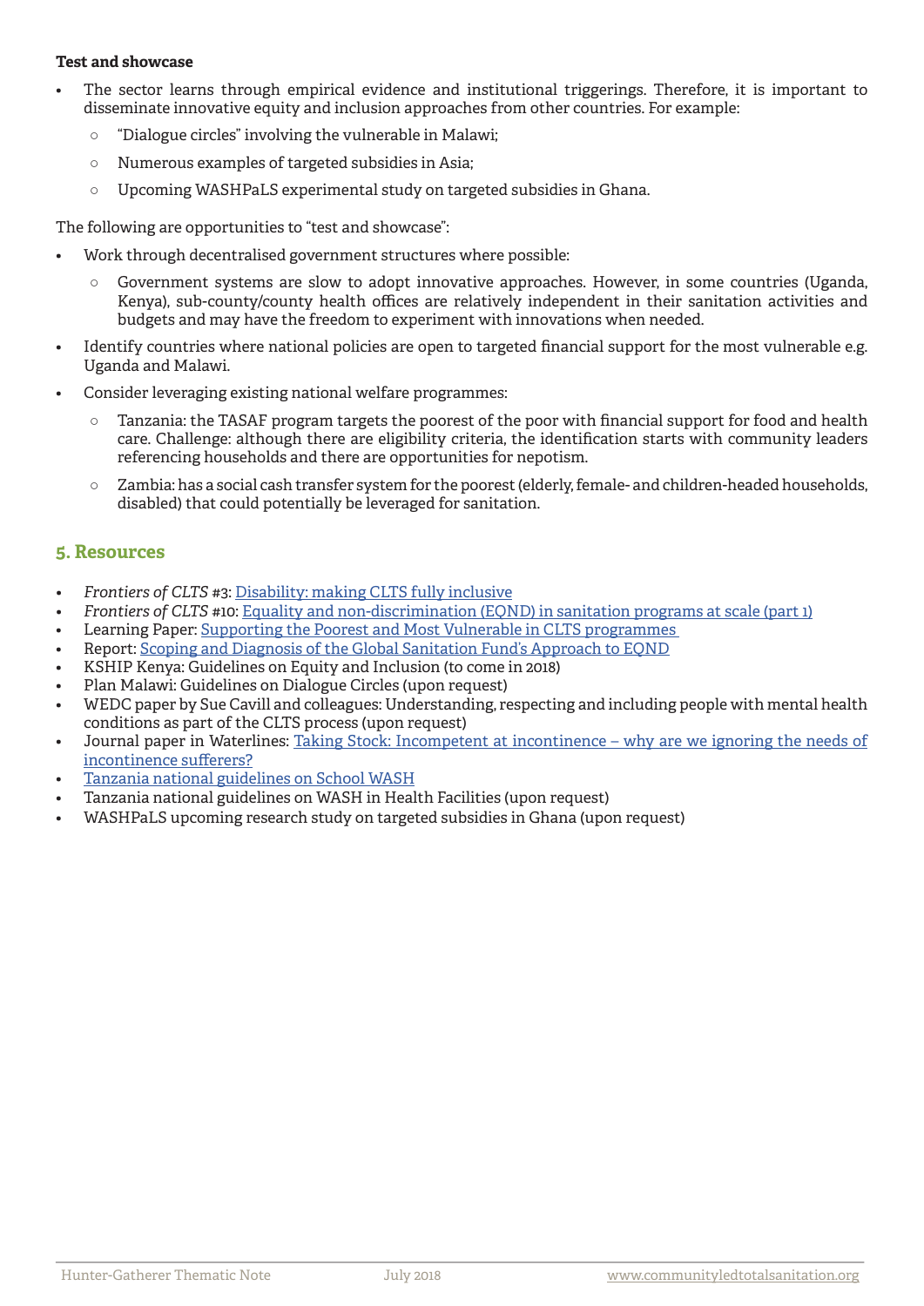**Test and showcase**

- The sector learns through empirical evidence and institutional triggerings. Therefore, it is important to disseminate innovative equity and inclusion approaches from other countries. For example:
    - "Dialogue circles" involving the vulnerable in Malawi;
    - Numerous examples of targeted subsidies in Asia;
    - Upcoming WASHPaLS experimental study on targeted subsidies in Ghana.

The following are opportunities to "test and showcase":

- Work through decentralised government structures where possible:
    - Government systems are slow to adopt innovative approaches. However, in some countries (Uganda, Kenya), sub-county/county health offices are relatively independent in their sanitation activities and budgets and may have the freedom to experiment with innovations when needed.
- Identify countries where national policies are open to targeted financial support for the most vulnerable e.g. Uganda and Malawi.
- Consider leveraging existing national welfare programmes:
    - Tanzania: the TASAF program targets the poorest of the poor with financial support for food and health care. Challenge: although there are eligibility criteria, the identification starts with community leaders referencing households and there are opportunities for nepotism.
    - Zambia: has a social cash transfer system for the poorest (elderly, female- and children-headed households, disabled) that could potentially be leveraged for sanitation.

## 5. Resources

- *Frontiers of CLTS* #3: Disability: making CLTS fully inclusive
- *Frontiers of CLTS* #10: Equality and non-discrimination (EQND) in sanitation programs at scale (part 1)
- Learning Paper: Supporting the Poorest and Most Vulnerable in CLTS programmes
- Report: Scoping and Diagnosis of the Global Sanitation Fund's Approach to EQND
- KSHIP Kenya: Guidelines on Equity and Inclusion (to come in 2018)
- Plan Malawi: Guidelines on Dialogue Circles (upon request)
- WEDC paper by Sue Cavill and colleagues: Understanding, respecting and including people with mental health conditions as part of the CLTS process (upon request)
- Journal paper in Waterlines: Taking Stock: Incompetent at incontinence – why are we ignoring the needs of incontinence sufferers?
- Tanzania national guidelines on School WASH
- Tanzania national guidelines on WASH in Health Facilities (upon request)
- WASHPaLS upcoming research study on targeted subsidies in Ghana (upon request)